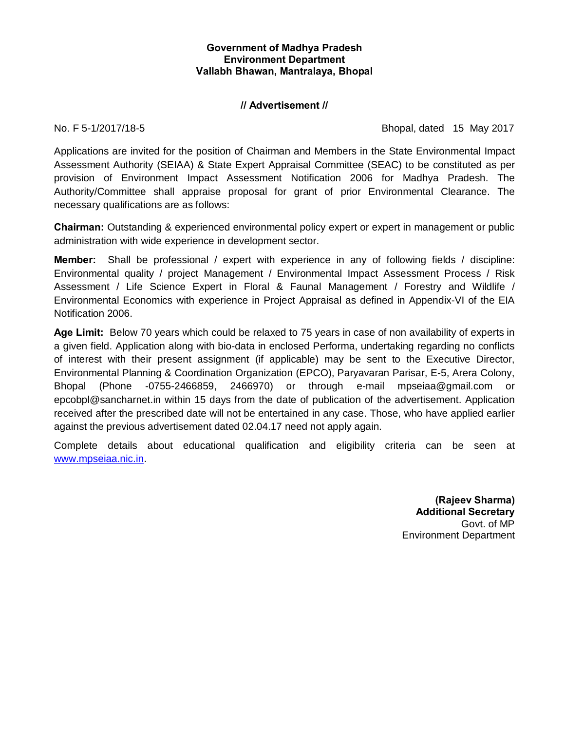**Government of Madhya Pradesh**
**Environment Department**
**Vallabh Bhawan, Mantralaya, Bhopal**

**// Advertisement //**

No. F 5-1/2017/18-5 Bhopal, dated 15 May 2017

Applications are invited for the position of Chairman and Members in the State Environmental Impact Assessment Authority (SEIAA) & State Expert Appraisal Committee (SEAC) to be constituted as per provision of Environment Impact Assessment Notification 2006 for Madhya Pradesh. The Authority/Committee shall appraise proposal for grant of prior Environmental Clearance. The necessary qualifications are as follows:

**Chairman:** Outstanding & experienced environmental policy expert or expert in management or public administration with wide experience in development sector.

**Member:** Shall be professional / expert with experience in any of following fields / discipline: Environmental quality / project Management / Environmental Impact Assessment Process / Risk Assessment / Life Science Expert in Floral & Faunal Management / Forestry and Wildlife / Environmental Economics with experience in Project Appraisal as defined in Appendix-VI of the EIA Notification 2006.

**Age Limit:** Below 70 years which could be relaxed to 75 years in case of non availability of experts in a given field. Application along with bio-data in enclosed Performa, undertaking regarding no conflicts of interest with their present assignment (if applicable) may be sent to the Executive Director, Environmental Planning & Coordination Organization (EPCO), Paryavaran Parisar, E-5, Arera Colony, Bhopal (Phone -0755-2466859, 2466970) or through e-mail mpseiaa@gmail.com or epcobpl@sancharnet.in within 15 days from the date of publication of the advertisement. Application received after the prescribed date will not be entertained in any case. Those, who have applied earlier against the previous advertisement dated 02.04.17 need not apply again.

Complete details about educational qualification and eligibility criteria can be seen at [www.mpseiaa.nic.in](http://www.mpseiaa.nic.in).

**(Rajeev Sharma)**
**Additional Secretary**
Govt. of MP
Environment Department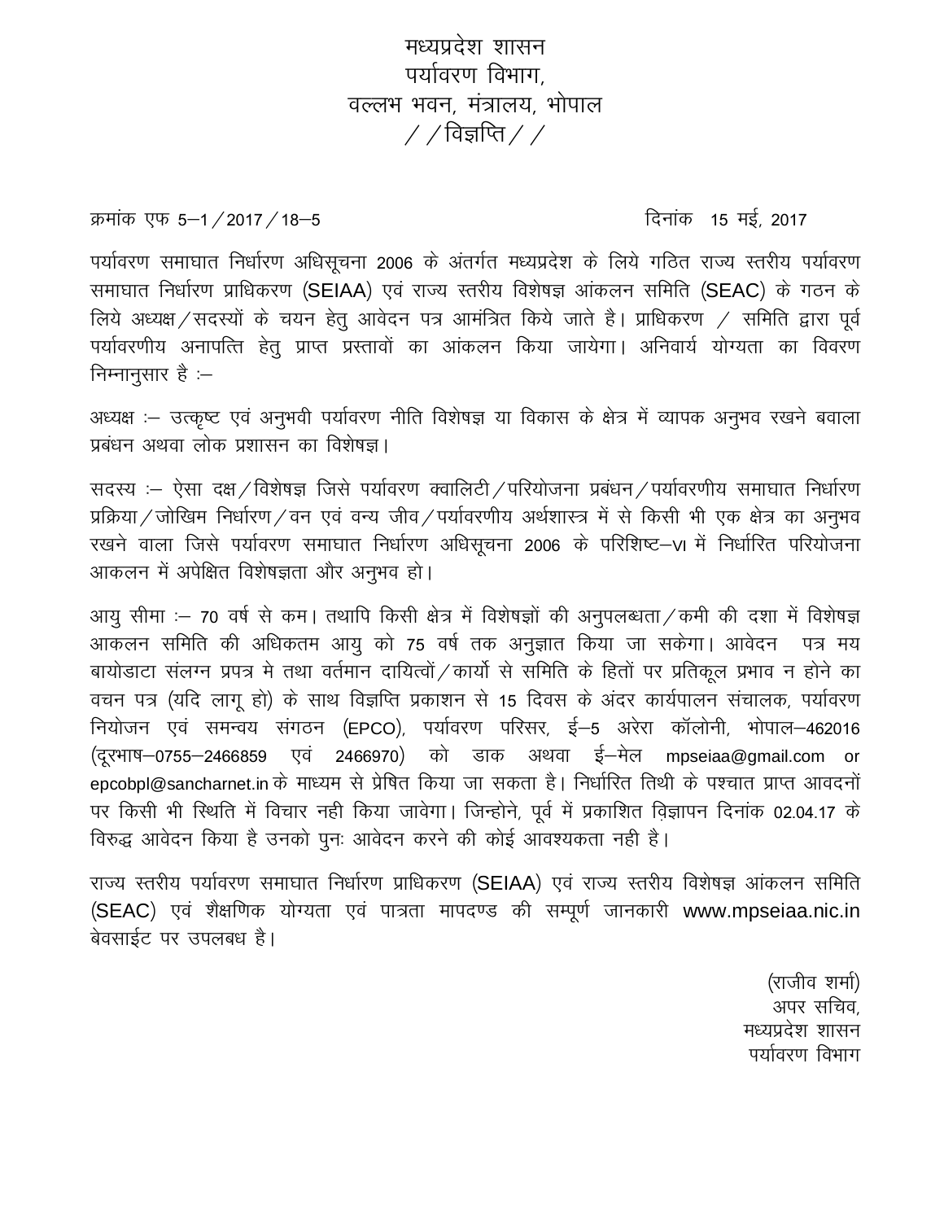मध्यप्रदेश शासन
पर्यावरण विभाग,
वल्लभ भवन, मंत्रालय, भोपाल
//विज्ञप्ति//

क्रमांक एफ 5–1/2017/18–5 दिनांक 15 मई, 2017

पर्यावरण समाघात निर्धारण अधिसूचना 2006 के अंतर्गत मध्यप्रदेश के लिये गठित राज्य स्तरीय पर्यावरण समाघात निर्धारण प्राधिकरण (SEIAA) एवं राज्य स्तरीय विशेषज्ञ आंकलन समिति (SEAC) के गठन के लिये अध्यक्ष/सदस्यों के चयन हेतु आवेदन पत्र आमंत्रित किये जाते है। प्राधिकरण / समिति द्वारा पूर्व पर्यावरणीय अनापत्ति हेतु प्राप्त प्रस्तावों का आंकलन किया जायेगा। अनिवार्य योग्यता का विवरण निम्नानुसार है :–

अध्यक्ष :– उत्कृष्ट एवं अनुभवी पर्यावरण नीति विशेषज्ञ या विकास के क्षेत्र में व्यापक अनुभव रखने बवाला प्रबंधन अथवा लोक प्रशासन का विशेषज्ञ।

सदस्य :– ऐसा दक्ष/विशेषज्ञ जिसे पर्यावरण क्वालिटी/परियोजना प्रबंधन/पर्यावरणीय समाघात निर्धारण प्रक्रिया/जोखिम निर्धारण/वन एवं वन्य जीव/पर्यावरणीय अर्थशास्त्र में से किसी भी एक क्षेत्र का अनुभव रखने वाला जिसे पर्यावरण समाघात निर्धारण अधिसूचना 2006 के परिशिष्ट–VI में निर्धारित परियोजना आकलन में अपेक्षित विशेषज्ञता और अनुभव हो।

आयु सीमा :– 70 वर्ष से कम। तथापि किसी क्षेत्र में विशेषज्ञों की अनुपलब्धता/कमी की दशा में विशेषज्ञ आकलन समिति की अधिकतम आयु को 75 वर्ष तक अनुज्ञात किया जा सकेगा। आवेदन पत्र मय बायोडाटा संलग्न प्रपत्र मे तथा वर्तमान दायित्वों/कार्यो से समिति के हितों पर प्रतिकूल प्रभाव न होने का वचन पत्र (यदि लागू हो) के साथ विज्ञप्ति प्रकाशन से 15 दिवस के अंदर कार्यपालन संचालक, पर्यावरण नियोजन एवं समन्वय संगठन (EPCO), पर्यावरण परिसर, ई–5 अरेरा कॉलोनी, भोपाल–462016 (दूरभाष–0755–2466859 एवं 2466970) को डाक अथवा ई–मेल mpseiaa@gmail.com or epcobpl@sancharnet.in के माध्यम से प्रेषित किया जा सकता है। निर्धारित तिथी के पश्चात प्राप्त आवदनों पर किसी भी स्थिति में विचार नही किया जावेगा। जिन्होने, पूर्व में प्रकाशित विज्ञापन दिनांक 02.04.17 के विरुद्ध आवेदन किया है उनको पुनः आवेदन करने की कोई आवश्यकता नही है।

राज्य स्तरीय पर्यावरण समाघात निर्धारण प्राधिकरण (SEIAA) एवं राज्य स्तरीय विशेषज्ञ आंकलन समिति (SEAC) एवं शैक्षणिक योग्यता एवं पात्रता मापदण्ड की सम्पूर्ण जानकारी www.mpseiaa.nic.in बेवसाईट पर उपलबध है।

(राजीव शर्मा)
अपर सचिव,
मध्यप्रदेश शासन
पर्यावरण विभाग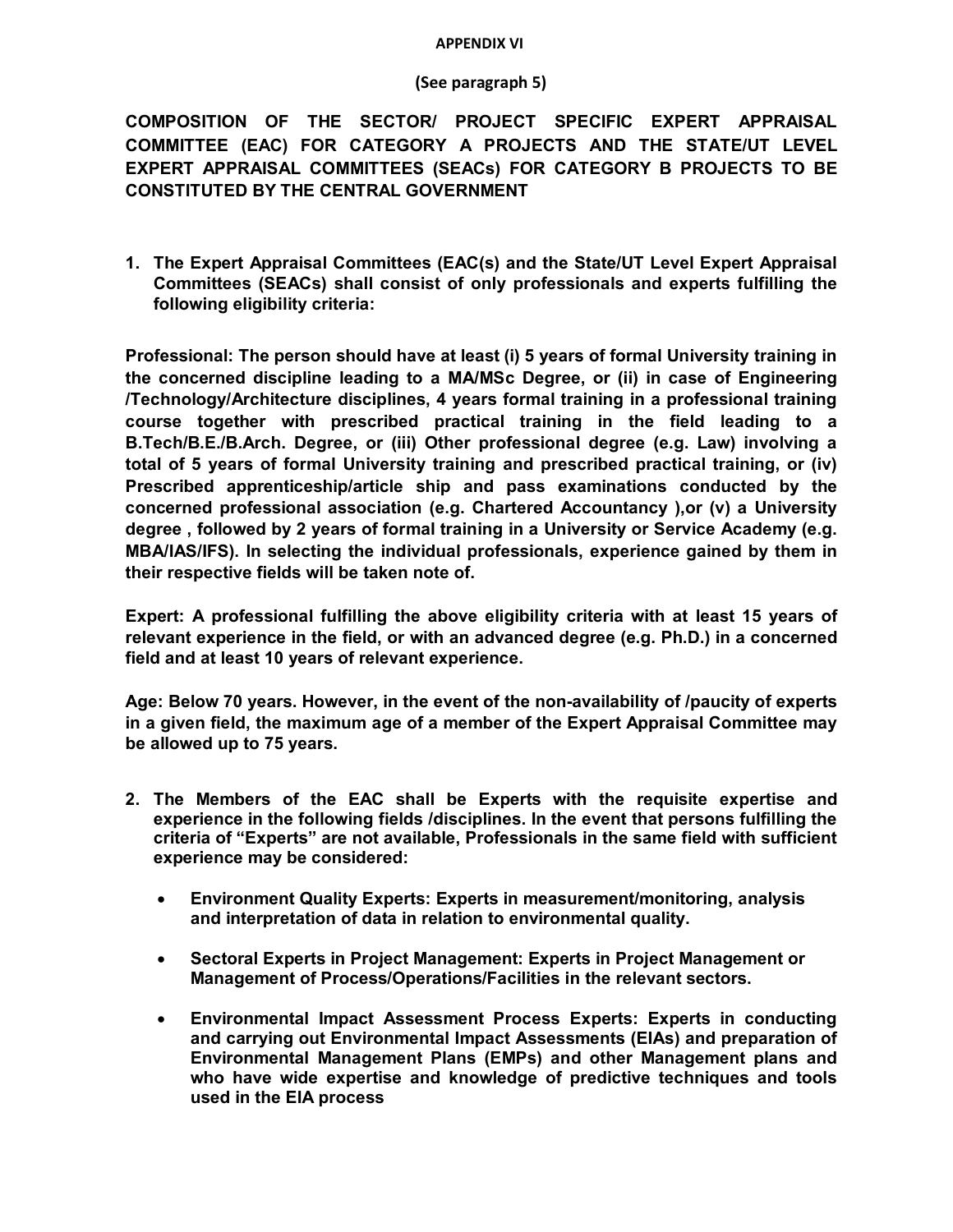**APPENDIX VI**

**(See paragraph 5)**

**COMPOSITION OF THE SECTOR/ PROJECT SPECIFIC EXPERT APPRAISAL COMMITTEE (EAC) FOR CATEGORY A PROJECTS AND THE STATE/UT LEVEL EXPERT APPRAISAL COMMITTEES (SEACs) FOR CATEGORY B PROJECTS TO BE CONSTITUTED BY THE CENTRAL GOVERNMENT**

1. **The Expert Appraisal Committees (EAC(s) and the State/UT Level Expert Appraisal Committees (SEACs) shall consist of only professionals and experts fulfilling the following eligibility criteria:**

**Professional: The person should have at least (i) 5 years of formal University training in the concerned discipline leading to a MA/MSc Degree, or (ii) in case of Engineering /Technology/Architecture disciplines, 4 years formal training in a professional training course together with prescribed practical training in the field leading to a B.Tech/B.E./B.Arch. Degree, or (iii) Other professional degree (e.g. Law) involving a total of 5 years of formal University training and prescribed practical training, or (iv) Prescribed apprenticeship/article ship and pass examinations conducted by the concerned professional association (e.g. Chartered Accountancy ),or (v) a University degree , followed by 2 years of formal training in a University or Service Academy (e.g. MBA/IAS/IFS). In selecting the individual professionals, experience gained by them in their respective fields will be taken note of.**

**Expert: A professional fulfilling the above eligibility criteria with at least 15 years of relevant experience in the field, or with an advanced degree (e.g. Ph.D.) in a concerned field and at least 10 years of relevant experience.**

**Age: Below 70 years. However, in the event of the non-availability of /paucity of experts in a given field, the maximum age of a member of the Expert Appraisal Committee may be allowed up to 75 years.**

2. **The Members of the EAC shall be Experts with the requisite expertise and experience in the following fields /disciplines. In the event that persons fulfilling the criteria of "Experts" are not available, Professionals in the same field with sufficient experience may be considered:**

    - **Environment Quality Experts: Experts in measurement/monitoring, analysis and interpretation of data in relation to environmental quality.**
    - **Sectoral Experts in Project Management: Experts in Project Management or Management of Process/Operations/Facilities in the relevant sectors.**
    - **Environmental Impact Assessment Process Experts: Experts in conducting and carrying out Environmental Impact Assessments (EIAs) and preparation of Environmental Management Plans (EMPs) and other Management plans and who have wide expertise and knowledge of predictive techniques and tools used in the EIA process**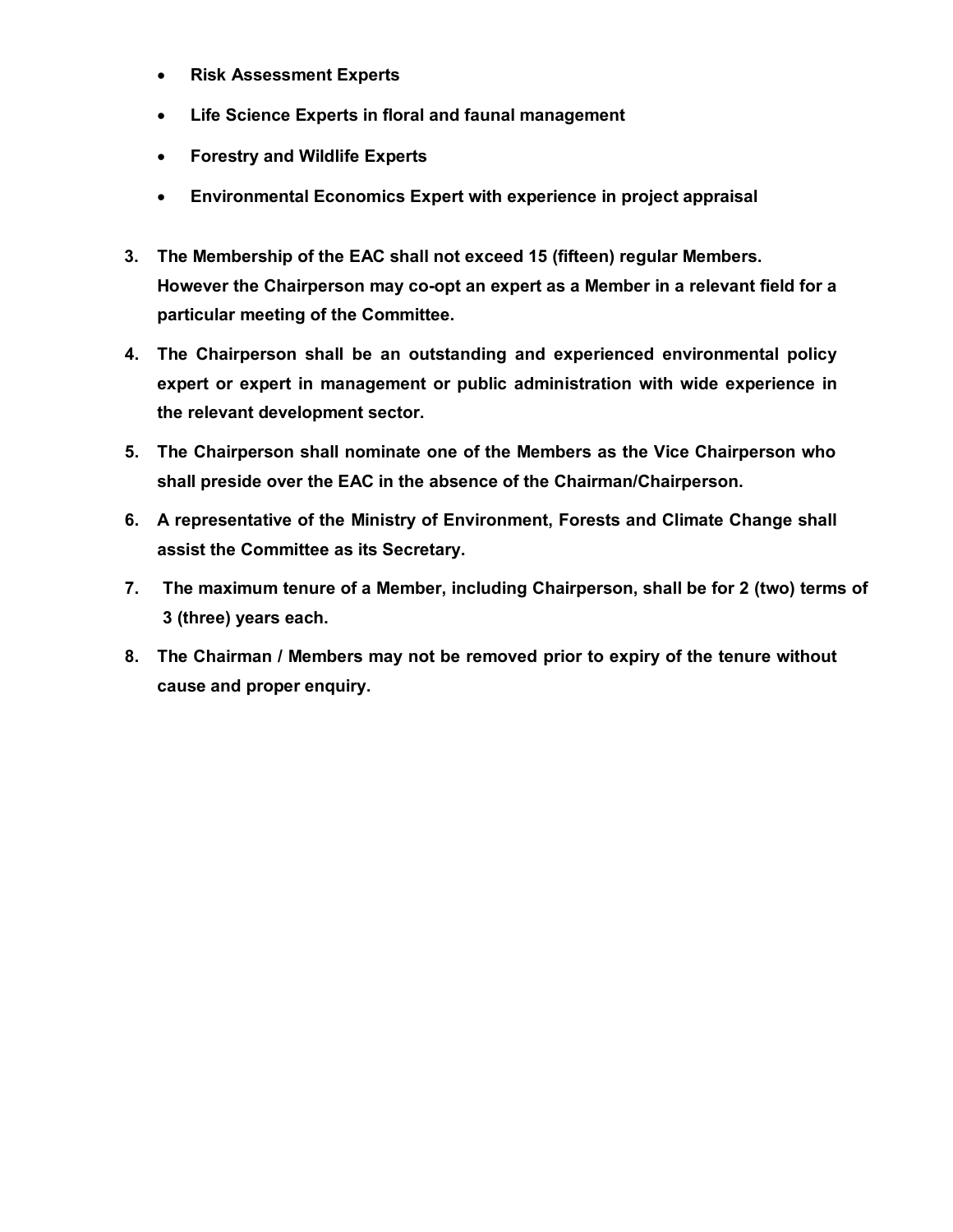- **Risk Assessment Experts**
- **Life Science Experts in floral and faunal management**
- **Forestry and Wildlife Experts**
- **Environmental Economics Expert with experience in project appraisal**

3. **The Membership of the EAC shall not exceed 15 (fifteen) regular Members. However the Chairperson may co-opt an expert as a Member in a relevant field for a particular meeting of the Committee.**

4. **The Chairperson shall be an outstanding and experienced environmental policy expert or expert in management or public administration with wide experience in the relevant development sector.**

5. **The Chairperson shall nominate one of the Members as the Vice Chairperson who shall preside over the EAC in the absence of the Chairman/Chairperson.**

6. **A representative of the Ministry of Environment, Forests and Climate Change shall assist the Committee as its Secretary.**

7. **The maximum tenure of a Member, including Chairperson, shall be for 2 (two) terms of 3 (three) years each.**

8. **The Chairman / Members may not be removed prior to expiry of the tenure without cause and proper enquiry.**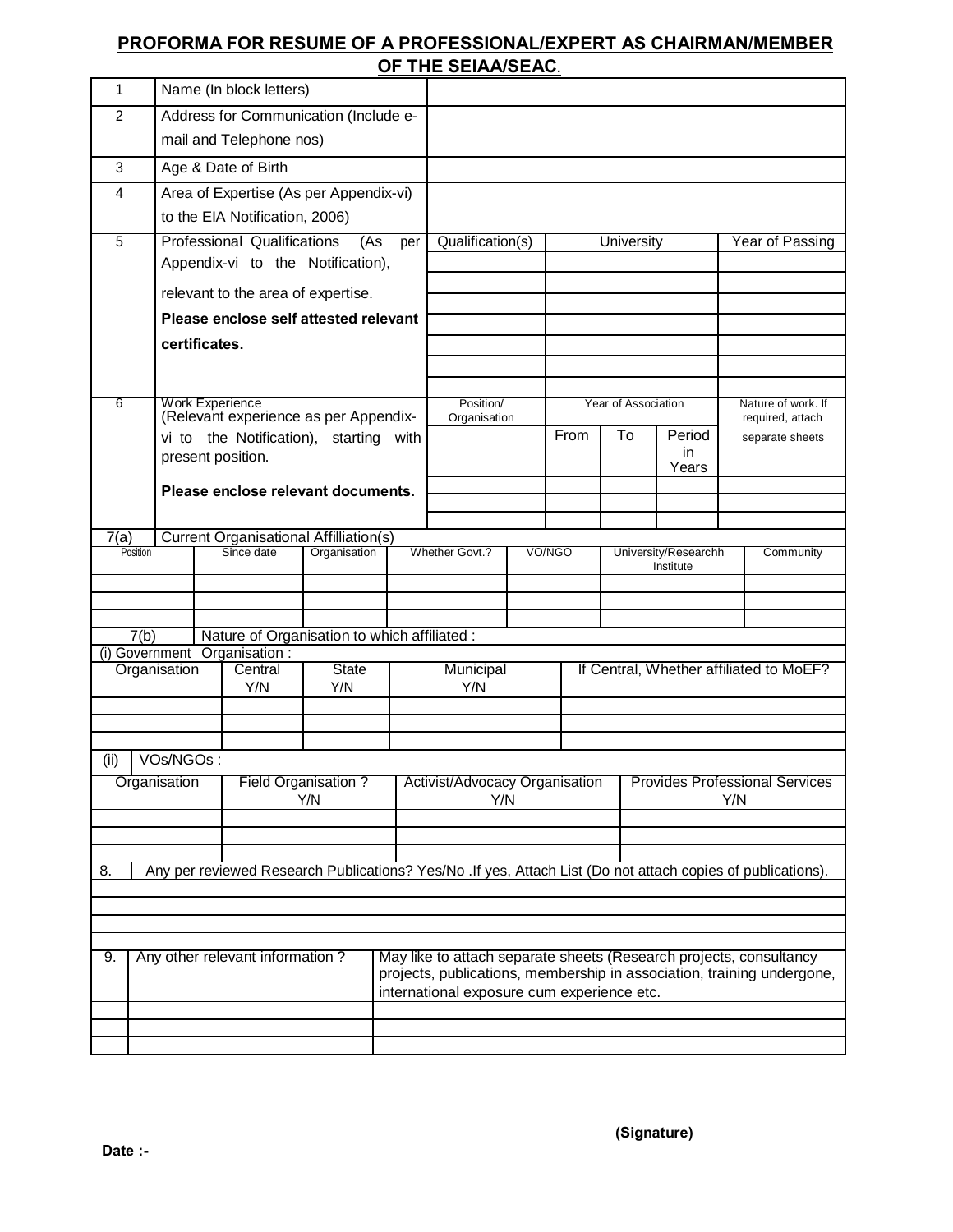## PROFORMA FOR RESUME OF A PROFESSIONAL/EXPERT AS CHAIRMAN/MEMBER OF THE SEIAA/SEAC.

| | | | | | | |
|---|---|---|---|---|---|---|
| 1 | Name (In block letters) | | | | | |
| 2 | Address for Communication (Include e-mail and Telephone nos) | | | | | |
| 3 | Age & Date of Birth | | | | | |
| 4 | Area of Expertise (As per Appendix-vi) to the EIA Notification, 2006) | | | | | |
| 5 | Professional Qualifications (As per Appendix-vi to the Notification), relevant to the area of expertise. **Please enclose self attested relevant certificates.** | Qualification(s) | University | | | Year of Passing |
| | | | | | | |
| | | | | | | |
| | | | | | | |
| | | | | | | |
| | | | | | | |
| | | | | | | |
| 6 | Work Experience (Relevant experience as per Appendix-vi to the Notification), starting with present position. **Please enclose relevant documents.** | Position/ Organisation | Year of Association | | | Nature of work. If required, attach separate sheets |
| | | | From | To | Period in Years | |
| | | | | | | |
| | | | | | | |
| | | | | | | |

**7(a) Current Organisational Affilliation(s)**

| Position | Since date | Organisation | Whether Govt.? | VO/NGO | University/Researchh Institute | Community |
|---|---|---|---|---|---|---|
| | | | | | | |
| | | | | | | |
| | | | | | | |

**7(b) Nature of Organisation to which affiliated :**

(i) Government Organisation :

| Organisation | Central Y/N | State Y/N | Municipal Y/N | If Central, Whether affiliated to MoEF? |
|---|---|---|---|---|
| | | | | |
| | | | | |
| | | | | |

(ii) VOs/NGOs :

| Organisation | Field Organisation ? Y/N | Activist/Advocacy Organisation Y/N | Provides Professional Services Y/N |
|---|---|---|---|
| | | | |
| | | | |
| | | | |

8. Any per reviewed Research Publications? Yes/No .If yes, Attach List (Do not attach copies of publications).

| |
|---|
| |
| |
| |
| |

| 9. | Any other relevant information ? | May like to attach separate sheets (Research projects, consultancy projects, publications, membership in association, training undergone, international exposure cum experience etc. |
|---|---|---|
| | | |
| | | |
| | | |

**(Signature)**

**Date :-**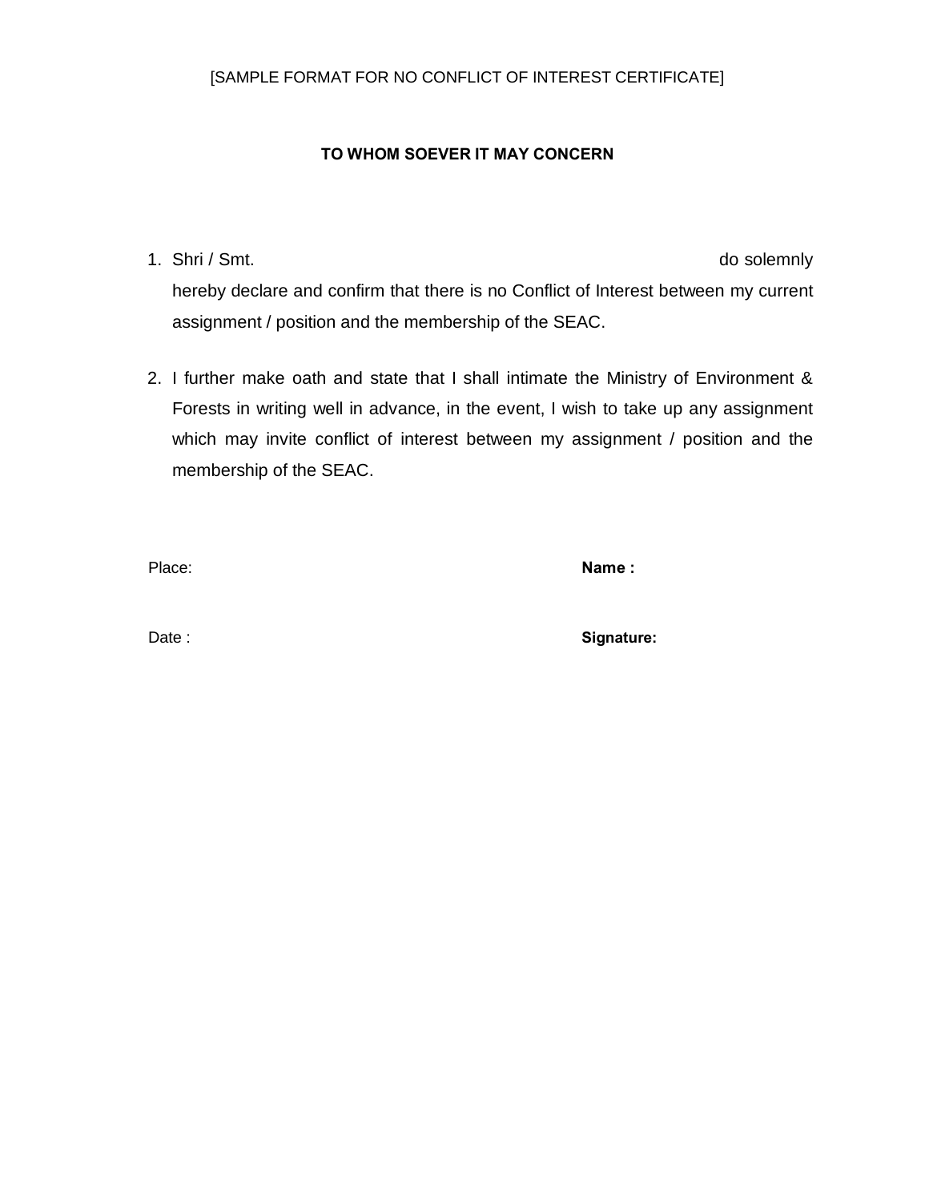[SAMPLE FORMAT FOR NO CONFLICT OF INTEREST CERTIFICATE]

**TO WHOM SOEVER IT MAY CONCERN**

1. Shri / Smt. do solemnly hereby declare and confirm that there is no Conflict of Interest between my current assignment / position and the membership of the SEAC.

2. I further make oath and state that I shall intimate the Ministry of Environment & Forests in writing well in advance, in the event, I wish to take up any assignment which may invite conflict of interest between my assignment / position and the membership of the SEAC.

Place: **Name :**

Date : **Signature:**